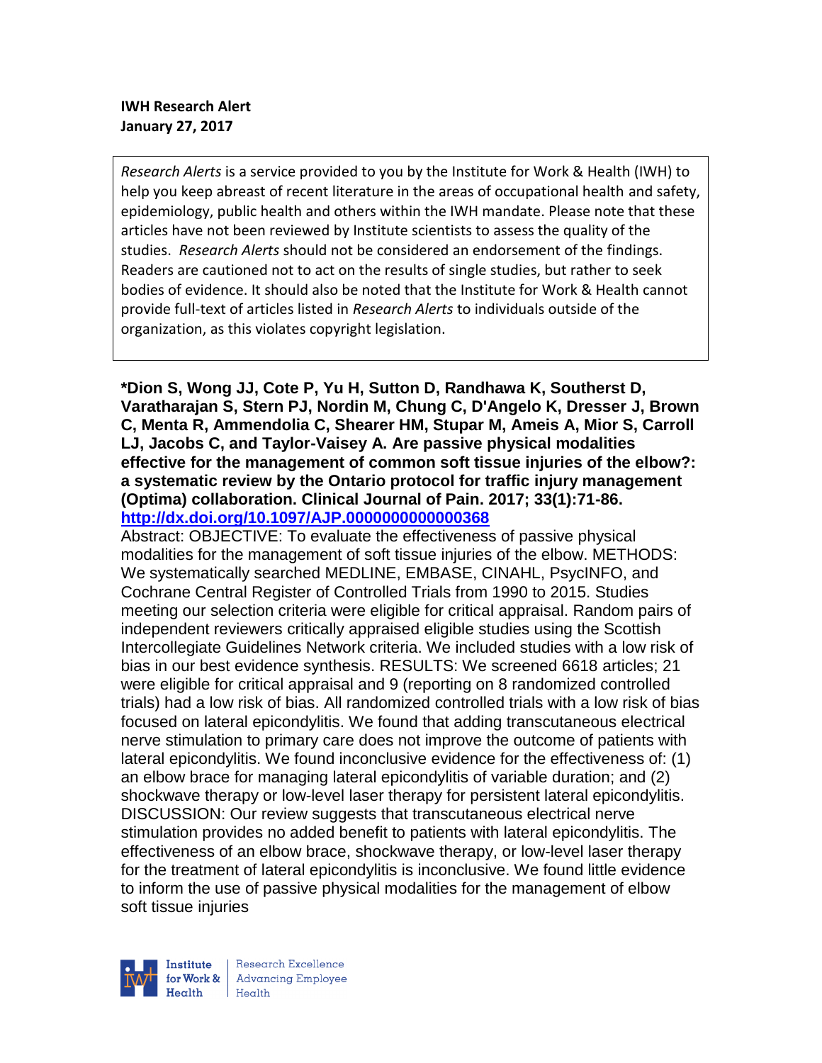**IWH Research Alert**
**January 27, 2017**

*Research Alerts* is a service provided to you by the Institute for Work & Health (IWH) to help you keep abreast of recent literature in the areas of occupational health and safety, epidemiology, public health and others within the IWH mandate. Please note that these articles have not been reviewed by Institute scientists to assess the quality of the studies. *Research Alerts* should not be considered an endorsement of the findings. Readers are cautioned not to act on the results of single studies, but rather to seek bodies of evidence. It should also be noted that the Institute for Work & Health cannot provide full-text of articles listed in *Research Alerts* to individuals outside of the organization, as this violates copyright legislation.

**\*Dion S, Wong JJ, Cote P, Yu H, Sutton D, Randhawa K, Southerst D, Varatharajan S, Stern PJ, Nordin M, Chung C, D'Angelo K, Dresser J, Brown C, Menta R, Ammendolia C, Shearer HM, Stupar M, Ameis A, Mior S, Carroll LJ, Jacobs C, and Taylor-Vaisey A. Are passive physical modalities effective for the management of common soft tissue injuries of the elbow?: a systematic review by the Ontario protocol for traffic injury management (Optima) collaboration. Clinical Journal of Pain. 2017; 33(1):71-86.**
**http://dx.doi.org/10.1097/AJP.0000000000000368**

Abstract: OBJECTIVE: To evaluate the effectiveness of passive physical modalities for the management of soft tissue injuries of the elbow. METHODS: We systematically searched MEDLINE, EMBASE, CINAHL, PsycINFO, and Cochrane Central Register of Controlled Trials from 1990 to 2015. Studies meeting our selection criteria were eligible for critical appraisal. Random pairs of independent reviewers critically appraised eligible studies using the Scottish Intercollegiate Guidelines Network criteria. We included studies with a low risk of bias in our best evidence synthesis. RESULTS: We screened 6618 articles; 21 were eligible for critical appraisal and 9 (reporting on 8 randomized controlled trials) had a low risk of bias. All randomized controlled trials with a low risk of bias focused on lateral epicondylitis. We found that adding transcutaneous electrical nerve stimulation to primary care does not improve the outcome of patients with lateral epicondylitis. We found inconclusive evidence for the effectiveness of: (1) an elbow brace for managing lateral epicondylitis of variable duration; and (2) shockwave therapy or low-level laser therapy for persistent lateral epicondylitis. DISCUSSION: Our review suggests that transcutaneous electrical nerve stimulation provides no added benefit to patients with lateral epicondylitis. The effectiveness of an elbow brace, shockwave therapy, or low-level laser therapy for the treatment of lateral epicondylitis is inconclusive. We found little evidence to inform the use of passive physical modalities for the management of elbow soft tissue injuries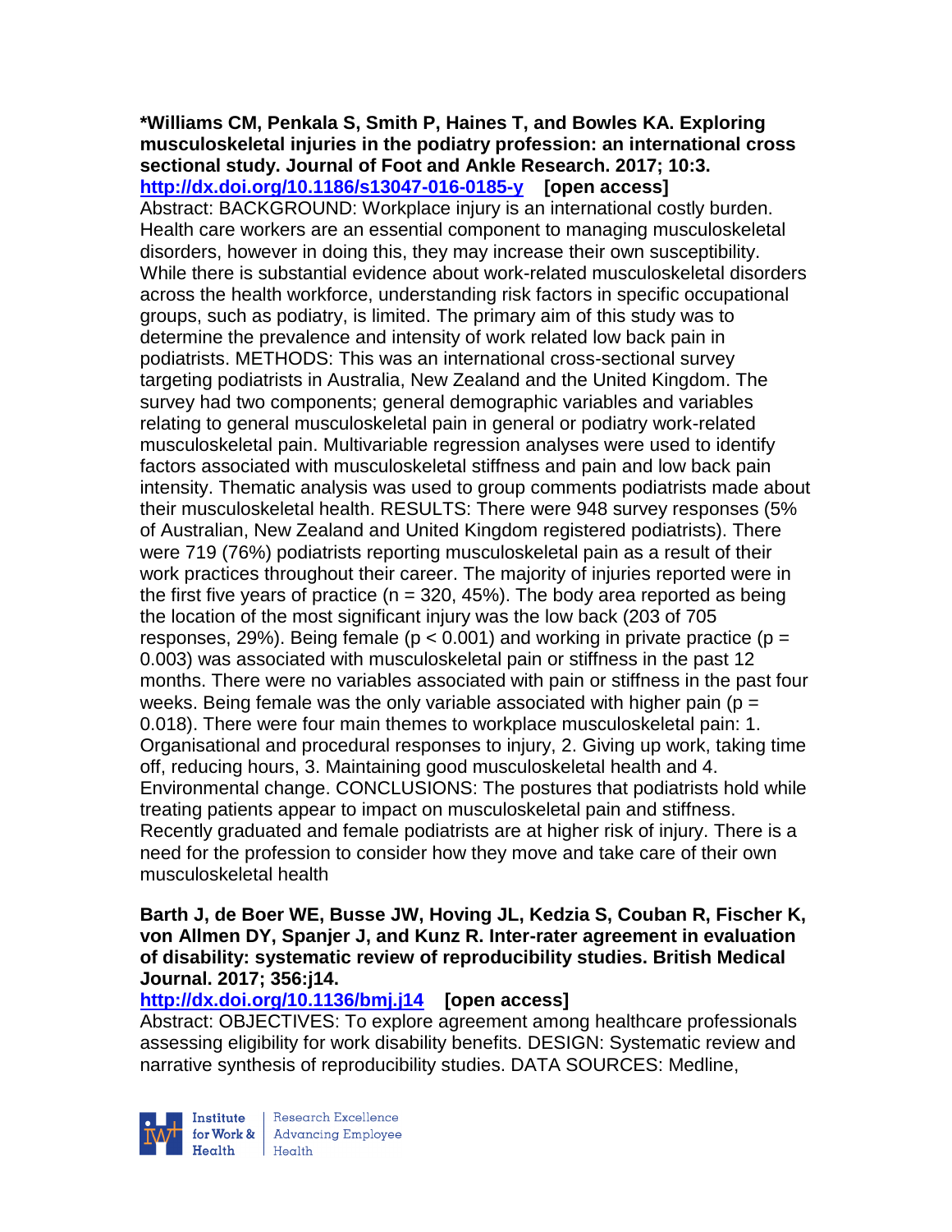**\*Williams CM, Penkala S, Smith P, Haines T, and Bowles KA. Exploring musculoskeletal injuries in the podiatry profession: an international cross sectional study. Journal of Foot and Ankle Research. 2017; 10:3.**
**http://dx.doi.org/10.1186/s13047-016-0185-y [open access]**
Abstract: BACKGROUND: Workplace injury is an international costly burden. Health care workers are an essential component to managing musculoskeletal disorders, however in doing this, they may increase their own susceptibility. While there is substantial evidence about work-related musculoskeletal disorders across the health workforce, understanding risk factors in specific occupational groups, such as podiatry, is limited. The primary aim of this study was to determine the prevalence and intensity of work related low back pain in podiatrists. METHODS: This was an international cross-sectional survey targeting podiatrists in Australia, New Zealand and the United Kingdom. The survey had two components; general demographic variables and variables relating to general musculoskeletal pain in general or podiatry work-related musculoskeletal pain. Multivariable regression analyses were used to identify factors associated with musculoskeletal stiffness and pain and low back pain intensity. Thematic analysis was used to group comments podiatrists made about their musculoskeletal health. RESULTS: There were 948 survey responses (5% of Australian, New Zealand and United Kingdom registered podiatrists). There were 719 (76%) podiatrists reporting musculoskeletal pain as a result of their work practices throughout their career. The majority of injuries reported were in the first five years of practice (n = 320, 45%). The body area reported as being the location of the most significant injury was the low back (203 of 705 responses, 29%). Being female ($p < 0.001$) and working in private practice ($p = 0.003$) was associated with musculoskeletal pain or stiffness in the past 12 months. There were no variables associated with pain or stiffness in the past four weeks. Being female was the only variable associated with higher pain ($p = 0.018$). There were four main themes to workplace musculoskeletal pain: 1. Organisational and procedural responses to injury, 2. Giving up work, taking time off, reducing hours, 3. Maintaining good musculoskeletal health and 4. Environmental change. CONCLUSIONS: The postures that podiatrists hold while treating patients appear to impact on musculoskeletal pain and stiffness. Recently graduated and female podiatrists are at higher risk of injury. There is a need for the profession to consider how they move and take care of their own musculoskeletal health

**Barth J, de Boer WE, Busse JW, Hoving JL, Kedzia S, Couban R, Fischer K, von Allmen DY, Spanjer J, and Kunz R. Inter-rater agreement in evaluation of disability: systematic review of reproducibility studies. British Medical Journal. 2017; 356:j14.**
**http://dx.doi.org/10.1136/bmj.j14 [open access]**
Abstract: OBJECTIVES: To explore agreement among healthcare professionals assessing eligibility for work disability benefits. DESIGN: Systematic review and narrative synthesis of reproducibility studies. DATA SOURCES: Medline,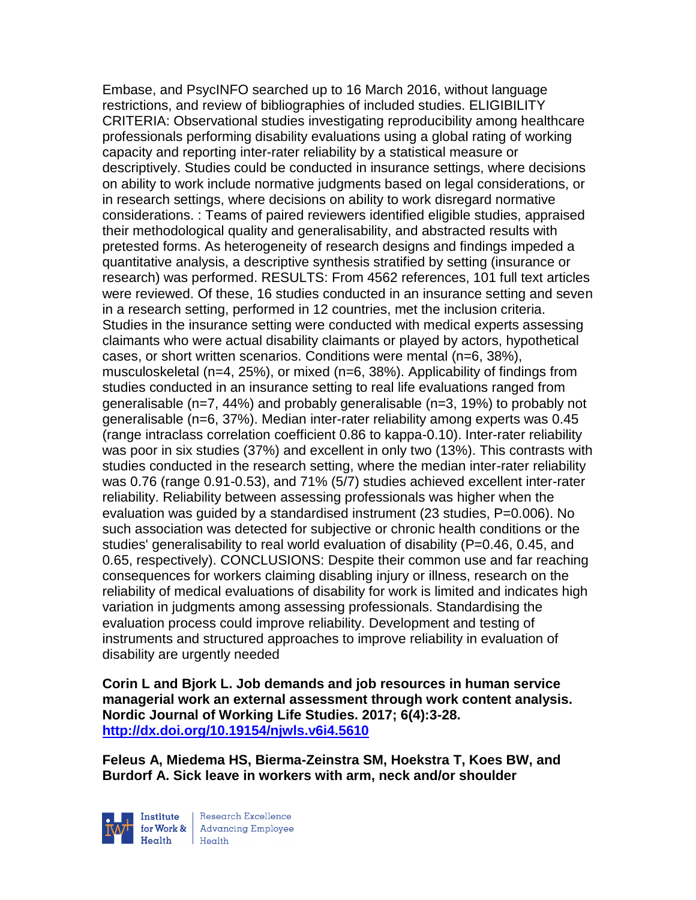Embase, and PsycINFO searched up to 16 March 2016, without language restrictions, and review of bibliographies of included studies. ELIGIBILITY CRITERIA: Observational studies investigating reproducibility among healthcare professionals performing disability evaluations using a global rating of working capacity and reporting inter-rater reliability by a statistical measure or descriptively. Studies could be conducted in insurance settings, where decisions on ability to work include normative judgments based on legal considerations, or in research settings, where decisions on ability to work disregard normative considerations. : Teams of paired reviewers identified eligible studies, appraised their methodological quality and generalisability, and abstracted results with pretested forms. As heterogeneity of research designs and findings impeded a quantitative analysis, a descriptive synthesis stratified by setting (insurance or research) was performed. RESULTS: From 4562 references, 101 full text articles were reviewed. Of these, 16 studies conducted in an insurance setting and seven in a research setting, performed in 12 countries, met the inclusion criteria. Studies in the insurance setting were conducted with medical experts assessing claimants who were actual disability claimants or played by actors, hypothetical cases, or short written scenarios. Conditions were mental (n=6, 38%), musculoskeletal (n=4, 25%), or mixed (n=6, 38%). Applicability of findings from studies conducted in an insurance setting to real life evaluations ranged from generalisable (n=7, 44%) and probably generalisable (n=3, 19%) to probably not generalisable (n=6, 37%). Median inter-rater reliability among experts was 0.45 (range intraclass correlation coefficient 0.86 to kappa-0.10). Inter-rater reliability was poor in six studies (37%) and excellent in only two (13%). This contrasts with studies conducted in the research setting, where the median inter-rater reliability was 0.76 (range 0.91-0.53), and 71% (5/7) studies achieved excellent inter-rater reliability. Reliability between assessing professionals was higher when the evaluation was guided by a standardised instrument (23 studies, P=0.006). No such association was detected for subjective or chronic health conditions or the studies' generalisability to real world evaluation of disability (P=0.46, 0.45, and 0.65, respectively). CONCLUSIONS: Despite their common use and far reaching consequences for workers claiming disabling injury or illness, research on the reliability of medical evaluations of disability for work is limited and indicates high variation in judgments among assessing professionals. Standardising the evaluation process could improve reliability. Development and testing of instruments and structured approaches to improve reliability in evaluation of disability are urgently needed

**Corin L and Bjork L. Job demands and job resources in human service managerial work an external assessment through work content analysis. Nordic Journal of Working Life Studies. 2017; 6(4):3-28. [http://dx.doi.org/10.19154/njwls.v6i4.5610](http://dx.doi.org/10.19154/njwls.v6i4.5610)**

**Feleus A, Miedema HS, Bierma-Zeinstra SM, Hoekstra T, Koes BW, and Burdorf A. Sick leave in workers with arm, neck and/or shoulder**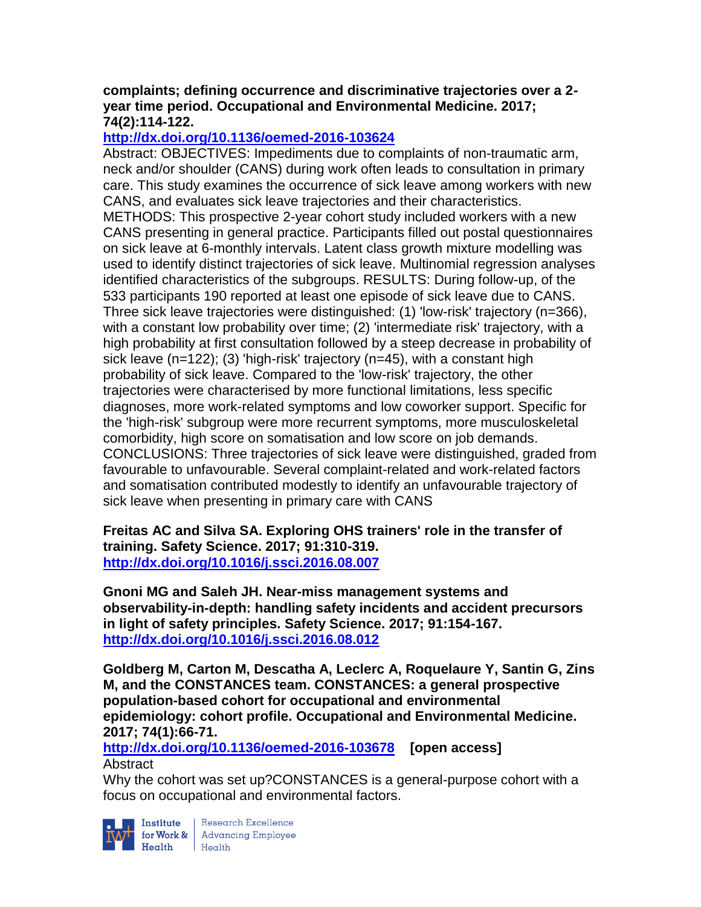**complaints; defining occurrence and discriminative trajectories over a 2-year time period. Occupational and Environmental Medicine. 2017; 74(2):114-122.**
**http://dx.doi.org/10.1136/oemed-2016-103624**
Abstract: OBJECTIVES: Impediments due to complaints of non-traumatic arm, neck and/or shoulder (CANS) during work often leads to consultation in primary care. This study examines the occurrence of sick leave among workers with new CANS, and evaluates sick leave trajectories and their characteristics. METHODS: This prospective 2-year cohort study included workers with a new CANS presenting in general practice. Participants filled out postal questionnaires on sick leave at 6-monthly intervals. Latent class growth mixture modelling was used to identify distinct trajectories of sick leave. Multinomial regression analyses identified characteristics of the subgroups. RESULTS: During follow-up, of the 533 participants 190 reported at least one episode of sick leave due to CANS. Three sick leave trajectories were distinguished: (1) 'low-risk' trajectory (n=366), with a constant low probability over time; (2) 'intermediate risk' trajectory, with a high probability at first consultation followed by a steep decrease in probability of sick leave (n=122); (3) 'high-risk' trajectory (n=45), with a constant high probability of sick leave. Compared to the 'low-risk' trajectory, the other trajectories were characterised by more functional limitations, less specific diagnoses, more work-related symptoms and low coworker support. Specific for the 'high-risk' subgroup were more recurrent symptoms, more musculoskeletal comorbidity, high score on somatisation and low score on job demands. CONCLUSIONS: Three trajectories of sick leave were distinguished, graded from favourable to unfavourable. Several complaint-related and work-related factors and somatisation contributed modestly to identify an unfavourable trajectory of sick leave when presenting in primary care with CANS

**Freitas AC and Silva SA. Exploring OHS trainers' role in the transfer of training. Safety Science. 2017; 91:310-319.**
**http://dx.doi.org/10.1016/j.ssci.2016.08.007**

**Gnoni MG and Saleh JH. Near-miss management systems and observability-in-depth: handling safety incidents and accident precursors in light of safety principles. Safety Science. 2017; 91:154-167.**
**http://dx.doi.org/10.1016/j.ssci.2016.08.012**

**Goldberg M, Carton M, Descatha A, Leclerc A, Roquelaure Y, Santin G, Zins M, and the CONSTANCES team. CONSTANCES: a general prospective population-based cohort for occupational and environmental epidemiology: cohort profile. Occupational and Environmental Medicine. 2017; 74(1):66-71.**
**http://dx.doi.org/10.1136/oemed-2016-103678 [open access]**
Abstract
Why the cohort was set up?CONSTANCES is a general-purpose cohort with a focus on occupational and environmental factors.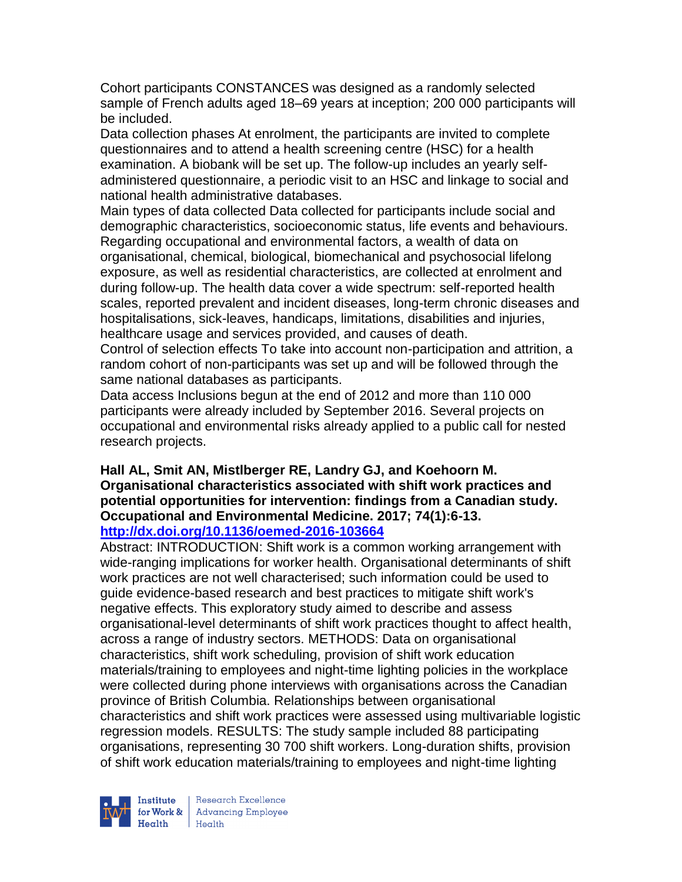Cohort participants CONSTANCES was designed as a randomly selected sample of French adults aged 18–69 years at inception; 200 000 participants will be included.

Data collection phases At enrolment, the participants are invited to complete questionnaires and to attend a health screening centre (HSC) for a health examination. A biobank will be set up. The follow-up includes an yearly self-administered questionnaire, a periodic visit to an HSC and linkage to social and national health administrative databases.

Main types of data collected Data collected for participants include social and demographic characteristics, socioeconomic status, life events and behaviours. Regarding occupational and environmental factors, a wealth of data on organisational, chemical, biological, biomechanical and psychosocial lifelong exposure, as well as residential characteristics, are collected at enrolment and during follow-up. The health data cover a wide spectrum: self-reported health scales, reported prevalent and incident diseases, long-term chronic diseases and hospitalisations, sick-leaves, handicaps, limitations, disabilities and injuries, healthcare usage and services provided, and causes of death.

Control of selection effects To take into account non-participation and attrition, a random cohort of non-participants was set up and will be followed through the same national databases as participants.

Data access Inclusions begun at the end of 2012 and more than 110 000 participants were already included by September 2016. Several projects on occupational and environmental risks already applied to a public call for nested research projects.

**Hall AL, Smit AN, Mistlberger RE, Landry GJ, and Koehoorn M. Organisational characteristics associated with shift work practices and potential opportunities for intervention: findings from a Canadian study. Occupational and Environmental Medicine. 2017; 74(1):6-13.**
**http://dx.doi.org/10.1136/oemed-2016-103664**

Abstract: INTRODUCTION: Shift work is a common working arrangement with wide-ranging implications for worker health. Organisational determinants of shift work practices are not well characterised; such information could be used to guide evidence-based research and best practices to mitigate shift work's negative effects. This exploratory study aimed to describe and assess organisational-level determinants of shift work practices thought to affect health, across a range of industry sectors. METHODS: Data on organisational characteristics, shift work scheduling, provision of shift work education materials/training to employees and night-time lighting policies in the workplace were collected during phone interviews with organisations across the Canadian province of British Columbia. Relationships between organisational characteristics and shift work practices were assessed using multivariable logistic regression models. RESULTS: The study sample included 88 participating organisations, representing 30 700 shift workers. Long-duration shifts, provision of shift work education materials/training to employees and night-time lighting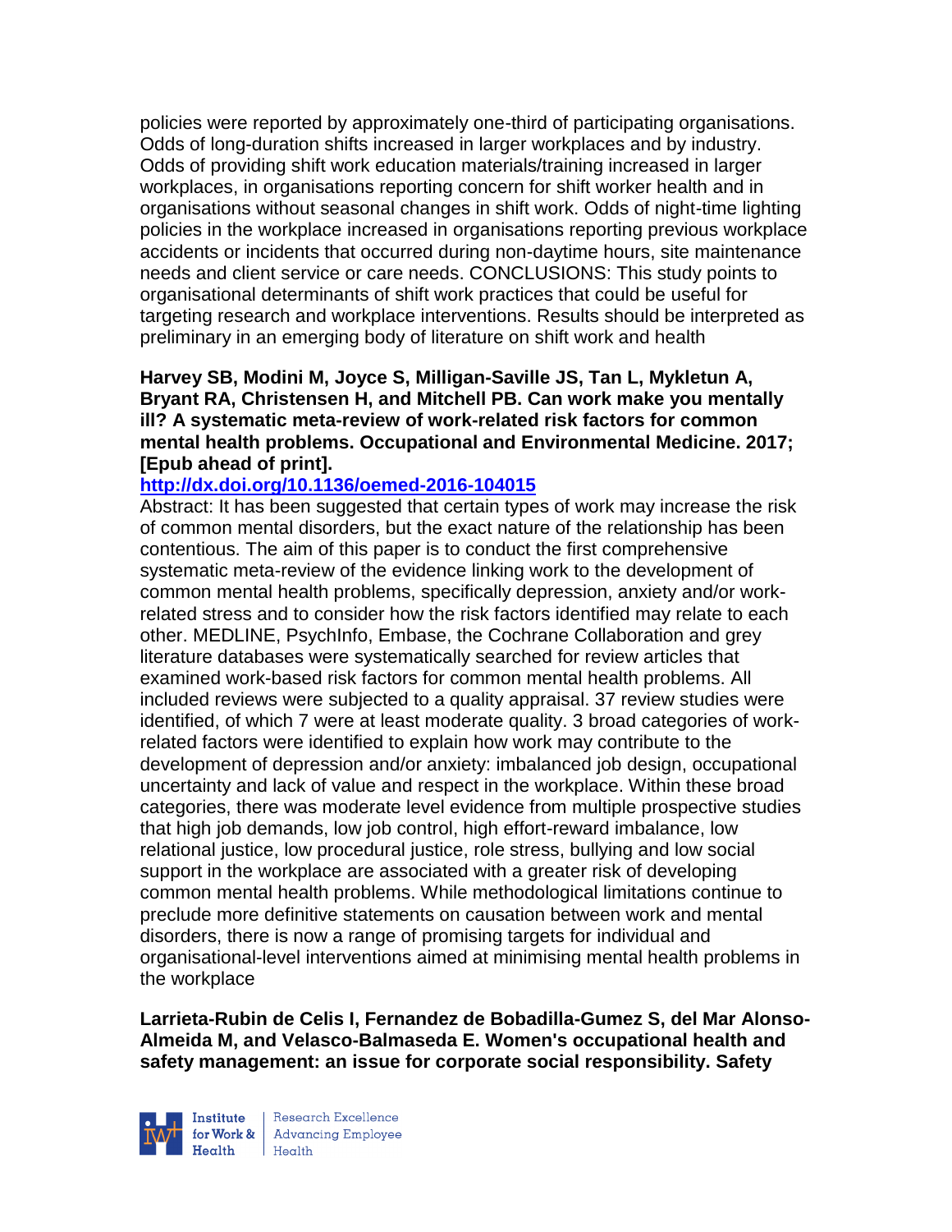policies were reported by approximately one-third of participating organisations. Odds of long-duration shifts increased in larger workplaces and by industry. Odds of providing shift work education materials/training increased in larger workplaces, in organisations reporting concern for shift worker health and in organisations without seasonal changes in shift work. Odds of night-time lighting policies in the workplace increased in organisations reporting previous workplace accidents or incidents that occurred during non-daytime hours, site maintenance needs and client service or care needs. CONCLUSIONS: This study points to organisational determinants of shift work practices that could be useful for targeting research and workplace interventions. Results should be interpreted as preliminary in an emerging body of literature on shift work and health

**Harvey SB, Modini M, Joyce S, Milligan-Saville JS, Tan L, Mykletun A, Bryant RA, Christensen H, and Mitchell PB. Can work make you mentally ill? A systematic meta-review of work-related risk factors for common mental health problems. Occupational and Environmental Medicine. 2017; [Epub ahead of print].**

**http://dx.doi.org/10.1136/oemed-2016-104015**

Abstract: It has been suggested that certain types of work may increase the risk of common mental disorders, but the exact nature of the relationship has been contentious. The aim of this paper is to conduct the first comprehensive systematic meta-review of the evidence linking work to the development of common mental health problems, specifically depression, anxiety and/or work-related stress and to consider how the risk factors identified may relate to each other. MEDLINE, PsychInfo, Embase, the Cochrane Collaboration and grey literature databases were systematically searched for review articles that examined work-based risk factors for common mental health problems. All included reviews were subjected to a quality appraisal. 37 review studies were identified, of which 7 were at least moderate quality. 3 broad categories of work-related factors were identified to explain how work may contribute to the development of depression and/or anxiety: imbalanced job design, occupational uncertainty and lack of value and respect in the workplace. Within these broad categories, there was moderate level evidence from multiple prospective studies that high job demands, low job control, high effort-reward imbalance, low relational justice, low procedural justice, role stress, bullying and low social support in the workplace are associated with a greater risk of developing common mental health problems. While methodological limitations continue to preclude more definitive statements on causation between work and mental disorders, there is now a range of promising targets for individual and organisational-level interventions aimed at minimising mental health problems in the workplace

**Larrieta-Rubin de Celis I, Fernandez de Bobadilla-Gumez S, del Mar Alonso-Almeida M, and Velasco-Balmaseda E. Women's occupational health and safety management: an issue for corporate social responsibility. Safety**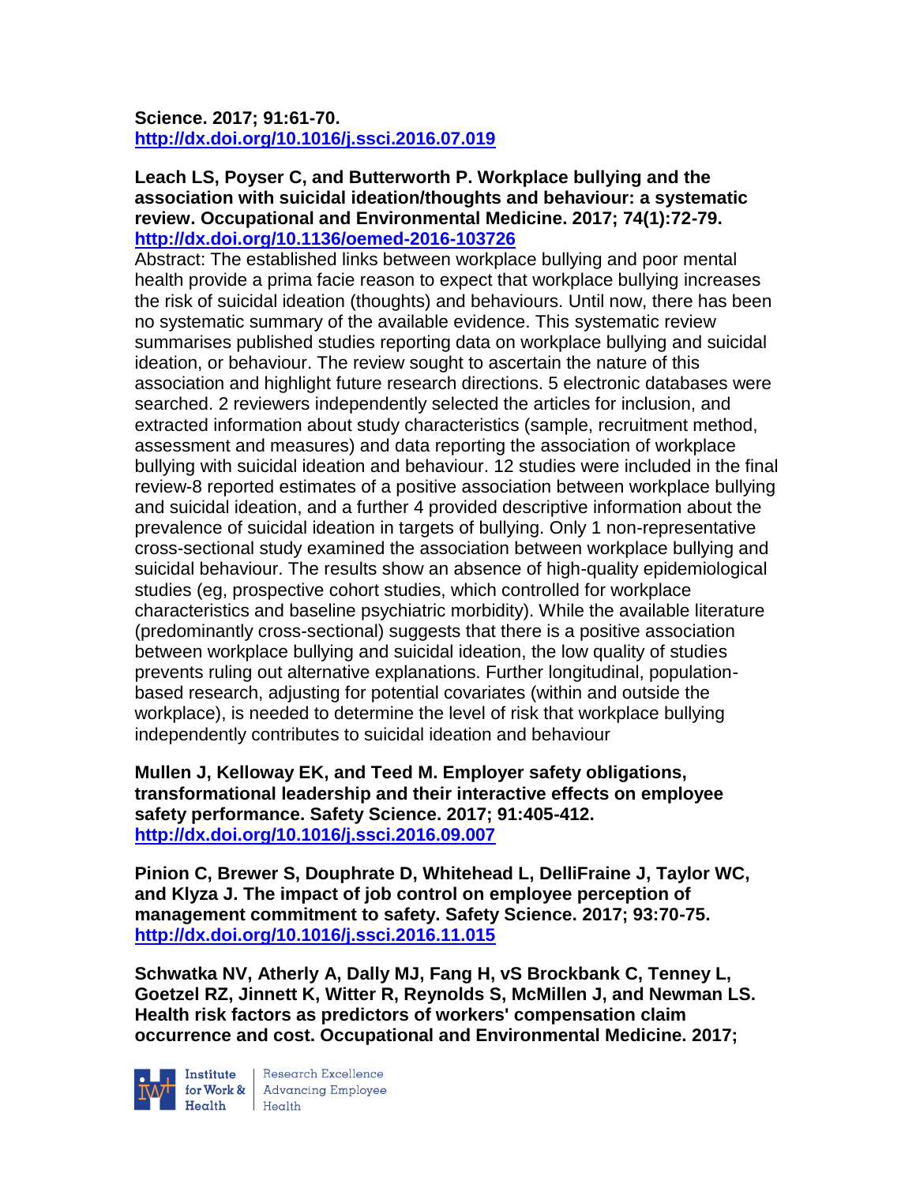**Science. 2017; 91:61-70.**
**http://dx.doi.org/10.1016/j.ssci.2016.07.019**

**Leach LS, Poyser C, and Butterworth P. Workplace bullying and the association with suicidal ideation/thoughts and behaviour: a systematic review. Occupational and Environmental Medicine. 2017; 74(1):72-79.**
**http://dx.doi.org/10.1136/oemed-2016-103726**
Abstract: The established links between workplace bullying and poor mental health provide a prima facie reason to expect that workplace bullying increases the risk of suicidal ideation (thoughts) and behaviours. Until now, there has been no systematic summary of the available evidence. This systematic review summarises published studies reporting data on workplace bullying and suicidal ideation, or behaviour. The review sought to ascertain the nature of this association and highlight future research directions. 5 electronic databases were searched. 2 reviewers independently selected the articles for inclusion, and extracted information about study characteristics (sample, recruitment method, assessment and measures) and data reporting the association of workplace bullying with suicidal ideation and behaviour. 12 studies were included in the final review-8 reported estimates of a positive association between workplace bullying and suicidal ideation, and a further 4 provided descriptive information about the prevalence of suicidal ideation in targets of bullying. Only 1 non-representative cross-sectional study examined the association between workplace bullying and suicidal behaviour. The results show an absence of high-quality epidemiological studies (eg, prospective cohort studies, which controlled for workplace characteristics and baseline psychiatric morbidity). While the available literature (predominantly cross-sectional) suggests that there is a positive association between workplace bullying and suicidal ideation, the low quality of studies prevents ruling out alternative explanations. Further longitudinal, population-based research, adjusting for potential covariates (within and outside the workplace), is needed to determine the level of risk that workplace bullying independently contributes to suicidal ideation and behaviour

**Mullen J, Kelloway EK, and Teed M. Employer safety obligations, transformational leadership and their interactive effects on employee safety performance. Safety Science. 2017; 91:405-412.**
**http://dx.doi.org/10.1016/j.ssci.2016.09.007**

**Pinion C, Brewer S, Douphrate D, Whitehead L, DelliFraine J, Taylor WC, and Klyza J. The impact of job control on employee perception of management commitment to safety. Safety Science. 2017; 93:70-75.**
**http://dx.doi.org/10.1016/j.ssci.2016.11.015**

**Schwatka NV, Atherly A, Dally MJ, Fang H, vS Brockbank C, Tenney L, Goetzel RZ, Jinnett K, Witter R, Reynolds S, McMillen J, and Newman LS. Health risk factors as predictors of workers' compensation claim occurrence and cost. Occupational and Environmental Medicine. 2017;**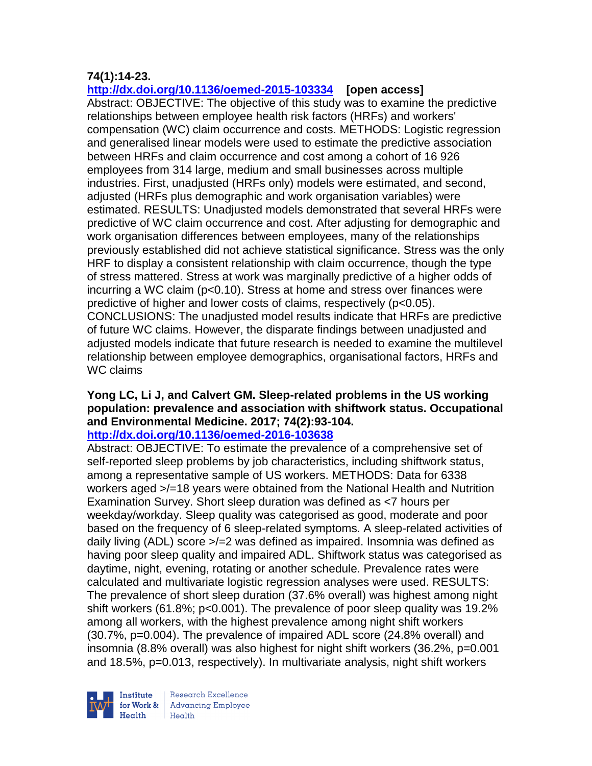**74(1):14-23.**

**http://dx.doi.org/10.1136/oemed-2015-103334 [open access]**

Abstract: OBJECTIVE: The objective of this study was to examine the predictive relationships between employee health risk factors (HRFs) and workers' compensation (WC) claim occurrence and costs. METHODS: Logistic regression and generalised linear models were used to estimate the predictive association between HRFs and claim occurrence and cost among a cohort of 16 926 employees from 314 large, medium and small businesses across multiple industries. First, unadjusted (HRFs only) models were estimated, and second, adjusted (HRFs plus demographic and work organisation variables) were estimated. RESULTS: Unadjusted models demonstrated that several HRFs were predictive of WC claim occurrence and cost. After adjusting for demographic and work organisation differences between employees, many of the relationships previously established did not achieve statistical significance. Stress was the only HRF to display a consistent relationship with claim occurrence, though the type of stress mattered. Stress at work was marginally predictive of a higher odds of incurring a WC claim ($p<0.10$). Stress at home and stress over finances were predictive of higher and lower costs of claims, respectively ($p<0.05$). CONCLUSIONS: The unadjusted model results indicate that HRFs are predictive of future WC claims. However, the disparate findings between unadjusted and adjusted models indicate that future research is needed to examine the multilevel relationship between employee demographics, organisational factors, HRFs and WC claims

**Yong LC, Li J, and Calvert GM. Sleep-related problems in the US working population: prevalence and association with shiftwork status. Occupational and Environmental Medicine. 2017; 74(2):93-104.**

**http://dx.doi.org/10.1136/oemed-2016-103638**

Abstract: OBJECTIVE: To estimate the prevalence of a comprehensive set of self-reported sleep problems by job characteristics, including shiftwork status, among a representative sample of US workers. METHODS: Data for 6338 workers aged >/=18 years were obtained from the National Health and Nutrition Examination Survey. Short sleep duration was defined as <7 hours per weekday/workday. Sleep quality was categorised as good, moderate and poor based on the frequency of 6 sleep-related symptoms. A sleep-related activities of daily living (ADL) score >/=2 was defined as impaired. Insomnia was defined as having poor sleep quality and impaired ADL. Shiftwork status was categorised as daytime, night, evening, rotating or another schedule. Prevalence rates were calculated and multivariate logistic regression analyses were used. RESULTS: The prevalence of short sleep duration (37.6% overall) was highest among night shift workers (61.8%; $p<0.001$). The prevalence of poor sleep quality was 19.2% among all workers, with the highest prevalence among night shift workers (30.7%, $p=0.004$). The prevalence of impaired ADL score (24.8% overall) and insomnia (8.8% overall) was also highest for night shift workers (36.2%, $p=0.001$ and 18.5%, $p=0.013$, respectively). In multivariate analysis, night shift workers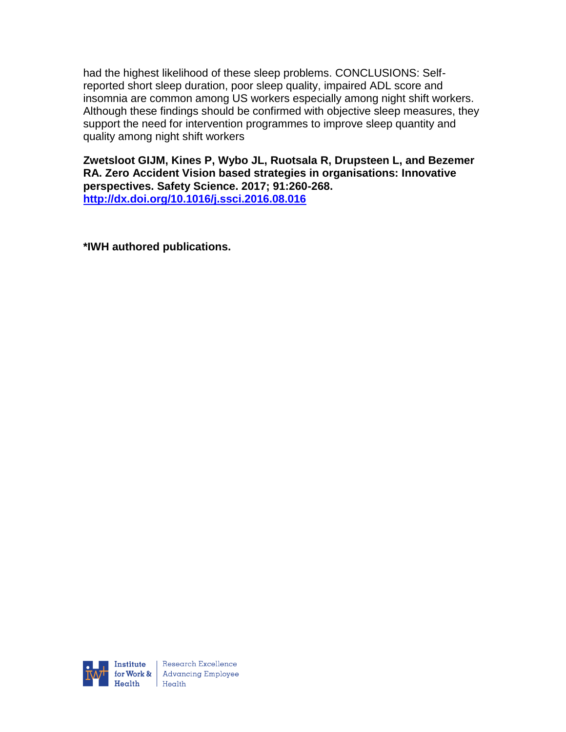had the highest likelihood of these sleep problems. CONCLUSIONS: Self-reported short sleep duration, poor sleep quality, impaired ADL score and insomnia are common among US workers especially among night shift workers. Although these findings should be confirmed with objective sleep measures, they support the need for intervention programmes to improve sleep quantity and quality among night shift workers

**Zwetsloot GIJM, Kines P, Wybo JL, Ruotsala R, Drupsteen L, and Bezemer RA. Zero Accident Vision based strategies in organisations: Innovative perspectives. Safety Science. 2017; 91:260-268.**
**http://dx.doi.org/10.1016/j.ssci.2016.08.016**

***IWH authored publications.**